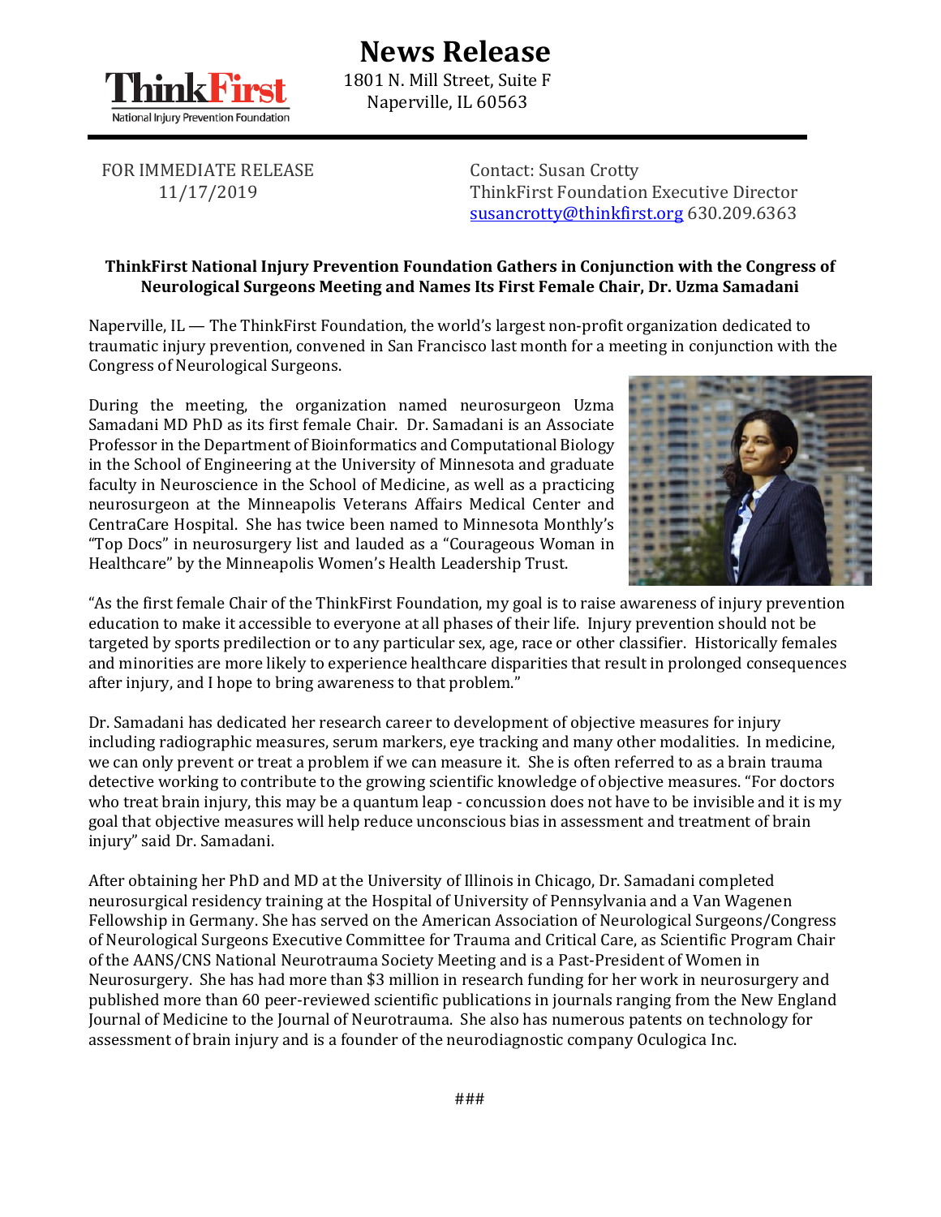# News Release

1801 N. Mill Street, Suite F
Naperville, IL 60563

ThinkFirst National Injury Prevention Foundation

FOR IMMEDIATE RELEASE
11/17/2019

Contact: Susan Crotty
ThinkFirst Foundation Executive Director
susancrotty@thinkfirst.org 630.209.6363

**ThinkFirst National Injury Prevention Foundation Gathers in Conjunction with the Congress of Neurological Surgeons Meeting and Names Its First Female Chair, Dr. Uzma Samadani**

Naperville, IL — The ThinkFirst Foundation, the world's largest non-profit organization dedicated to traumatic injury prevention, convened in San Francisco last month for a meeting in conjunction with the Congress of Neurological Surgeons.

During the meeting, the organization named neurosurgeon Uzma Samadani MD PhD as its first female Chair. Dr. Samadani is an Associate Professor in the Department of Bioinformatics and Computational Biology in the School of Engineering at the University of Minnesota and graduate faculty in Neuroscience in the School of Medicine, as well as a practicing neurosurgeon at the Minneapolis Veterans Affairs Medical Center and CentraCare Hospital. She has twice been named to Minnesota Monthly's "Top Docs" in neurosurgery list and lauded as a "Courageous Woman in Healthcare" by the Minneapolis Women's Health Leadership Trust.

"As the first female Chair of the ThinkFirst Foundation, my goal is to raise awareness of injury prevention education to make it accessible to everyone at all phases of their life. Injury prevention should not be targeted by sports predilection or to any particular sex, age, race or other classifier. Historically females and minorities are more likely to experience healthcare disparities that result in prolonged consequences after injury, and I hope to bring awareness to that problem."

Dr. Samadani has dedicated her research career to development of objective measures for injury including radiographic measures, serum markers, eye tracking and many other modalities. In medicine, we can only prevent or treat a problem if we can measure it. She is often referred to as a brain trauma detective working to contribute to the growing scientific knowledge of objective measures. "For doctors who treat brain injury, this may be a quantum leap - concussion does not have to be invisible and it is my goal that objective measures will help reduce unconscious bias in assessment and treatment of brain injury" said Dr. Samadani.

After obtaining her PhD and MD at the University of Illinois in Chicago, Dr. Samadani completed neurosurgical residency training at the Hospital of University of Pennsylvania and a Van Wagenen Fellowship in Germany. She has served on the American Association of Neurological Surgeons/Congress of Neurological Surgeons Executive Committee for Trauma and Critical Care, as Scientific Program Chair of the AANS/CNS National Neurotrauma Society Meeting and is a Past-President of Women in Neurosurgery. She has had more than $3 million in research funding for her work in neurosurgery and published more than 60 peer-reviewed scientific publications in journals ranging from the New England Journal of Medicine to the Journal of Neurotrauma. She also has numerous patents on technology for assessment of brain injury and is a founder of the neurodiagnostic company Oculogica Inc.

###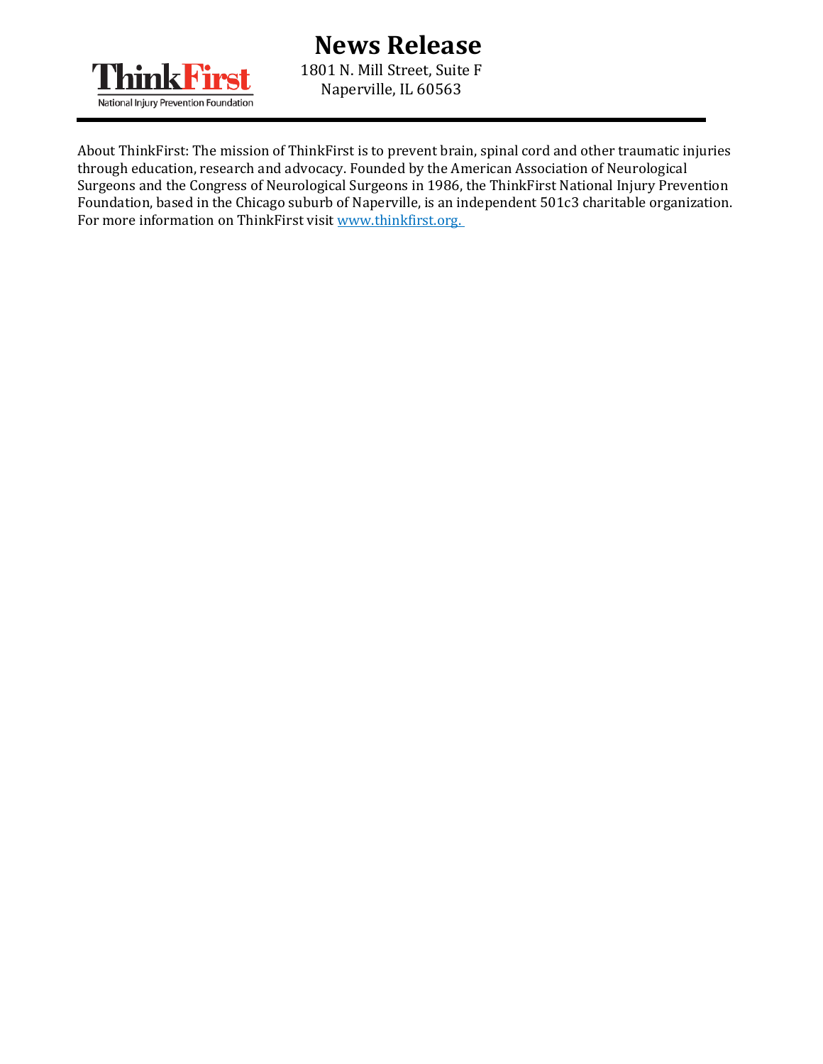# News Release

1801 N. Mill Street, Suite F
Naperville, IL 60563

About ThinkFirst: The mission of ThinkFirst is to prevent brain, spinal cord and other traumatic injuries through education, research and advocacy. Founded by the American Association of Neurological Surgeons and the Congress of Neurological Surgeons in 1986, the ThinkFirst National Injury Prevention Foundation, based in the Chicago suburb of Naperville, is an independent 501c3 charitable organization. For more information on ThinkFirst visit [www.thinkfirst.org.](http://www.thinkfirst.org)